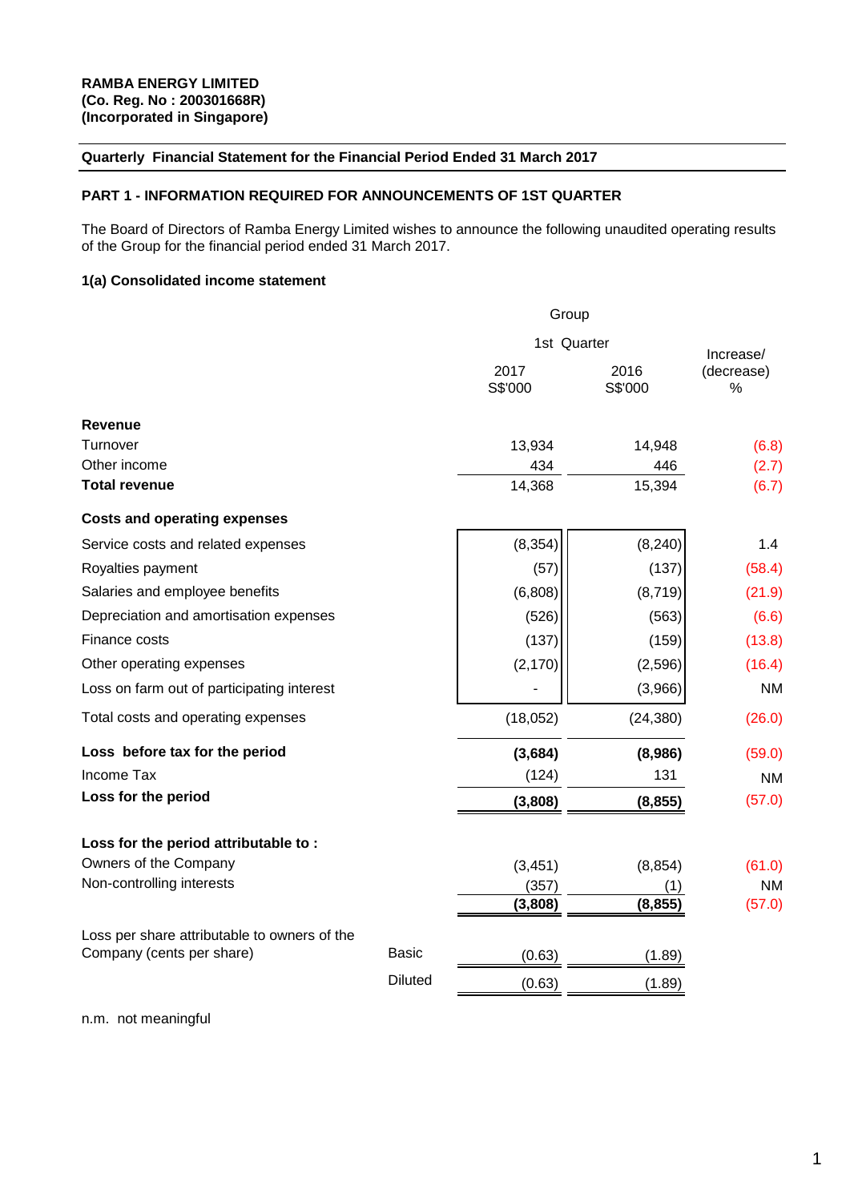**RAMBA ENERGY LIMITED**
**(Co. Reg. No : 200301668R)**
**(Incorporated in Singapore)**

**Quarterly Financial Statement for the Financial Period Ended 31 March 2017**

**PART 1 - INFORMATION REQUIRED FOR ANNOUNCEMENTS OF 1ST QUARTER**

The Board of Directors of Ramba Energy Limited wishes to announce the following unaudited operating results of the Group for the financial period ended 31 March 2017.

**1(a) Consolidated income statement**

| | | Group | | |
|---|---|---|---|---|
| | | 1st Quarter | | |
| | | 2017 S$'000 | 2016 S$'000 | Increase/ (decrease) % |
| **Revenue** | | | | |
| Turnover | | 13,934 | 14,948 | (6.8) |
| Other income | | 434 | 446 | (2.7) |
| **Total revenue** | | 14,368 | 15,394 | (6.7) |
| **Costs and operating expenses** | | | | |
| Service costs and related expenses | | (8,354) | (8,240) | 1.4 |
| Royalties payment | | (57) | (137) | (58.4) |
| Salaries and employee benefits | | (6,808) | (8,719) | (21.9) |
| Depreciation and amortisation expenses | | (526) | (563) | (6.6) |
| Finance costs | | (137) | (159) | (13.8) |
| Other operating expenses | | (2,170) | (2,596) | (16.4) |
| Loss on farm out of participating interest | | - | (3,966) | NM |
| Total costs and operating expenses | | (18,052) | (24,380) | (26.0) |
| **Loss before tax for the period** | | **(3,684)** | **(8,986)** | (59.0) |
| Income Tax | | (124) | 131 | NM |
| **Loss for the period** | | **(3,808)** | **(8,855)** | (57.0) |
| **Loss for the period attributable to :** | | | | |
| Owners of the Company | | (3,451) | (8,854) | (61.0) |
| Non-controlling interests | | (357) | (1) | NM |
| | | **(3,808)** | **(8,855)** | (57.0) |
| Loss per share attributable to owners of the Company (cents per share) | Basic | (0.63) | (1.89) | |
| | Diluted | (0.63) | (1.89) | |

n.m. not meaningful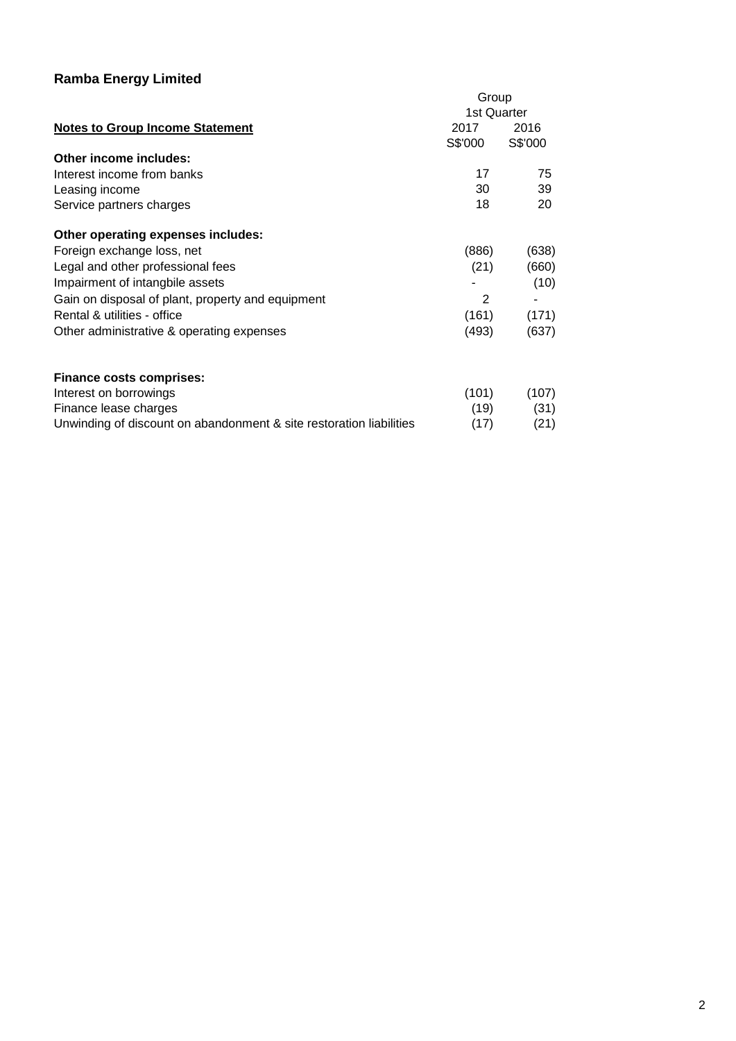**Ramba Energy Limited**

| Notes to Group Income Statement | Group 1st Quarter 2017 S$'000 | Group 1st Quarter 2016 S$'000 |
|---|---|---|
| **Other income includes:** | | |
| Interest income from banks | 17 | 75 |
| Leasing income | 30 | 39 |
| Service partners charges | 18 | 20 |
| | | |
| **Other operating expenses includes:** | | |
| Foreign exchange loss, net | (886) | (638) |
| Legal and other professional fees | (21) | (660) |
| Impairment of intangbile assets | - | (10) |
| Gain on disposal of plant, property and equipment | 2 | - |
| Rental & utilities - office | (161) | (171) |
| Other administrative & operating expenses | (493) | (637) |
| | | |
| **Finance costs comprises:** | | |
| Interest on borrowings | (101) | (107) |
| Finance lease charges | (19) | (31) |
| Unwinding of discount on abandonment & site restoration liabilities | (17) | (21) |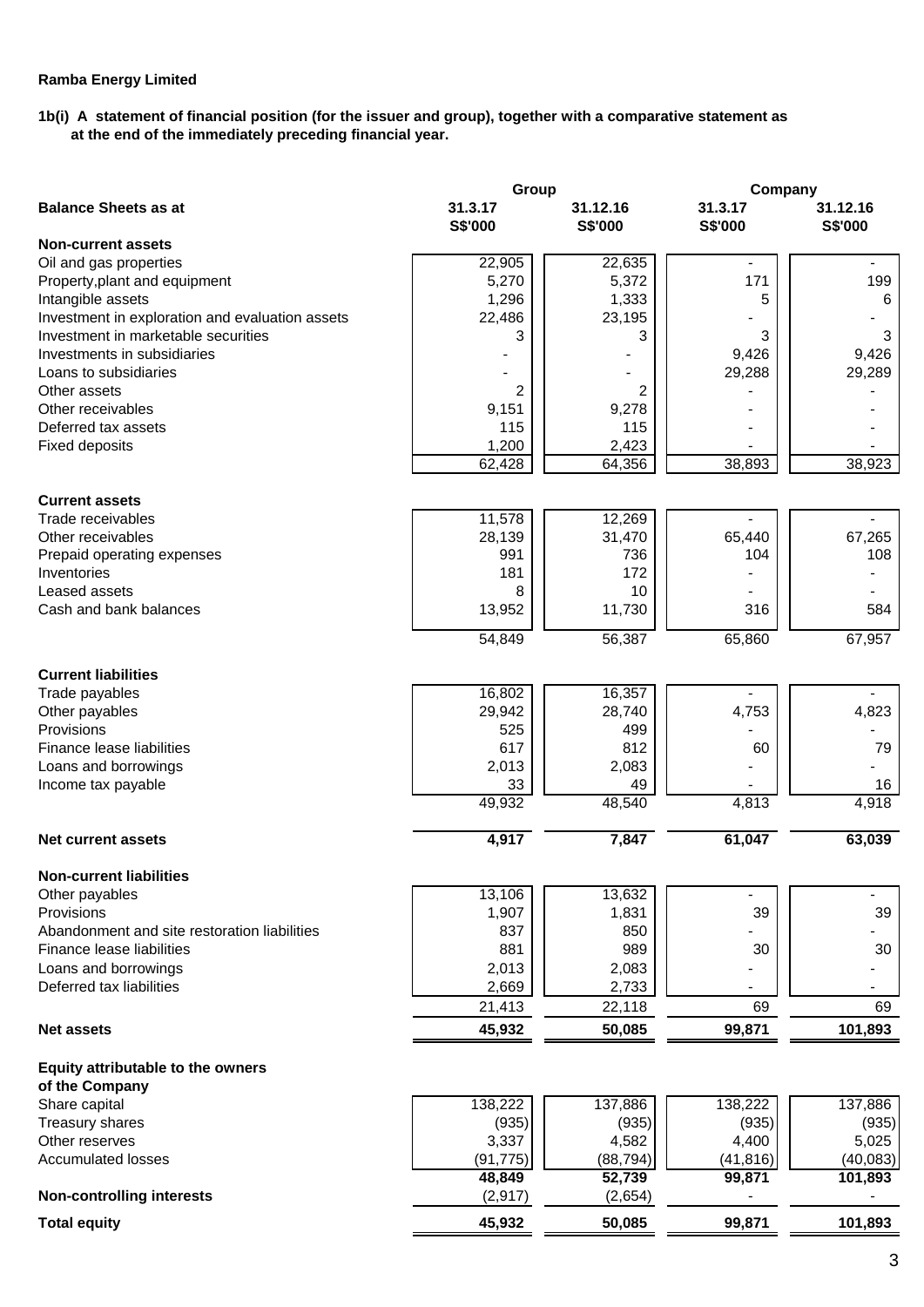**Ramba Energy Limited**

**1b(i) A statement of financial position (for the issuer and group), together with a comparative statement as at the end of the immediately preceding financial year.**

| Balance Sheets as at | Group | | Company | |
|---|---|---|---|---|
| | 31.3.17 | 31.12.16 | 31.3.17 | 31.12.16 |
| | S$'000 | S$'000 | S$'000 | S$'000 |
| **Non-current assets** | | | | |
| Oil and gas properties | 22,905 | 22,635 | - | - |
| Property,plant and equipment | 5,270 | 5,372 | 171 | 199 |
| Intangible assets | 1,296 | 1,333 | 5 | 6 |
| Investment in exploration and evaluation assets | 22,486 | 23,195 | - | - |
| Investment in marketable securities | 3 | 3 | 3 | 3 |
| Investments in subsidiaries | - | - | 9,426 | 9,426 |
| Loans to subsidiaries | - | - | 29,288 | 29,289 |
| Other assets | 2 | 2 | - | - |
| Other receivables | 9,151 | 9,278 | - | - |
| Deferred tax assets | 115 | 115 | - | - |
| Fixed deposits | 1,200 | 2,423 | - | - |
| | 62,428 | 64,356 | 38,893 | 38,923 |
| **Current assets** | | | | |
| Trade receivables | 11,578 | 12,269 | - | - |
| Other receivables | 28,139 | 31,470 | 65,440 | 67,265 |
| Prepaid operating expenses | 991 | 736 | 104 | 108 |
| Inventories | 181 | 172 | - | - |
| Leased assets | 8 | 10 | - | - |
| Cash and bank balances | 13,952 | 11,730 | 316 | 584 |
| | 54,849 | 56,387 | 65,860 | 67,957 |
| **Current liabilities** | | | | |
| Trade payables | 16,802 | 16,357 | - | - |
| Other payables | 29,942 | 28,740 | 4,753 | 4,823 |
| Provisions | 525 | 499 | - | - |
| Finance lease liabilities | 617 | 812 | 60 | 79 |
| Loans and borrowings | 2,013 | 2,083 | - | - |
| Income tax payable | 33 | 49 | - | 16 |
| | 49,932 | 48,540 | 4,813 | 4,918 |
| **Net current assets** | **4,917** | **7,847** | **61,047** | **63,039** |
| **Non-current liabilities** | | | | |
| Other payables | 13,106 | 13,632 | - | - |
| Provisions | 1,907 | 1,831 | 39 | 39 |
| Abandonment and site restoration liabilities | 837 | 850 | - | - |
| Finance lease liabilities | 881 | 989 | 30 | 30 |
| Loans and borrowings | 2,013 | 2,083 | - | - |
| Deferred tax liabilities | 2,669 | 2,733 | - | - |
| | 21,413 | 22,118 | 69 | 69 |
| **Net assets** | **45,932** | **50,085** | **99,871** | **101,893** |
| **Equity attributable to the owners of the Company** | | | | |
| Share capital | 138,222 | 137,886 | 138,222 | 137,886 |
| Treasury shares | (935) | (935) | (935) | (935) |
| Other reserves | 3,337 | 4,582 | 4,400 | 5,025 |
| Accumulated losses | (91,775) | (88,794) | (41,816) | (40,083) |
| | **48,849** | **52,739** | **99,871** | **101,893** |
| **Non-controlling interests** | (2,917) | (2,654) | - | - |
| **Total equity** | **45,932** | **50,085** | **99,871** | **101,893** |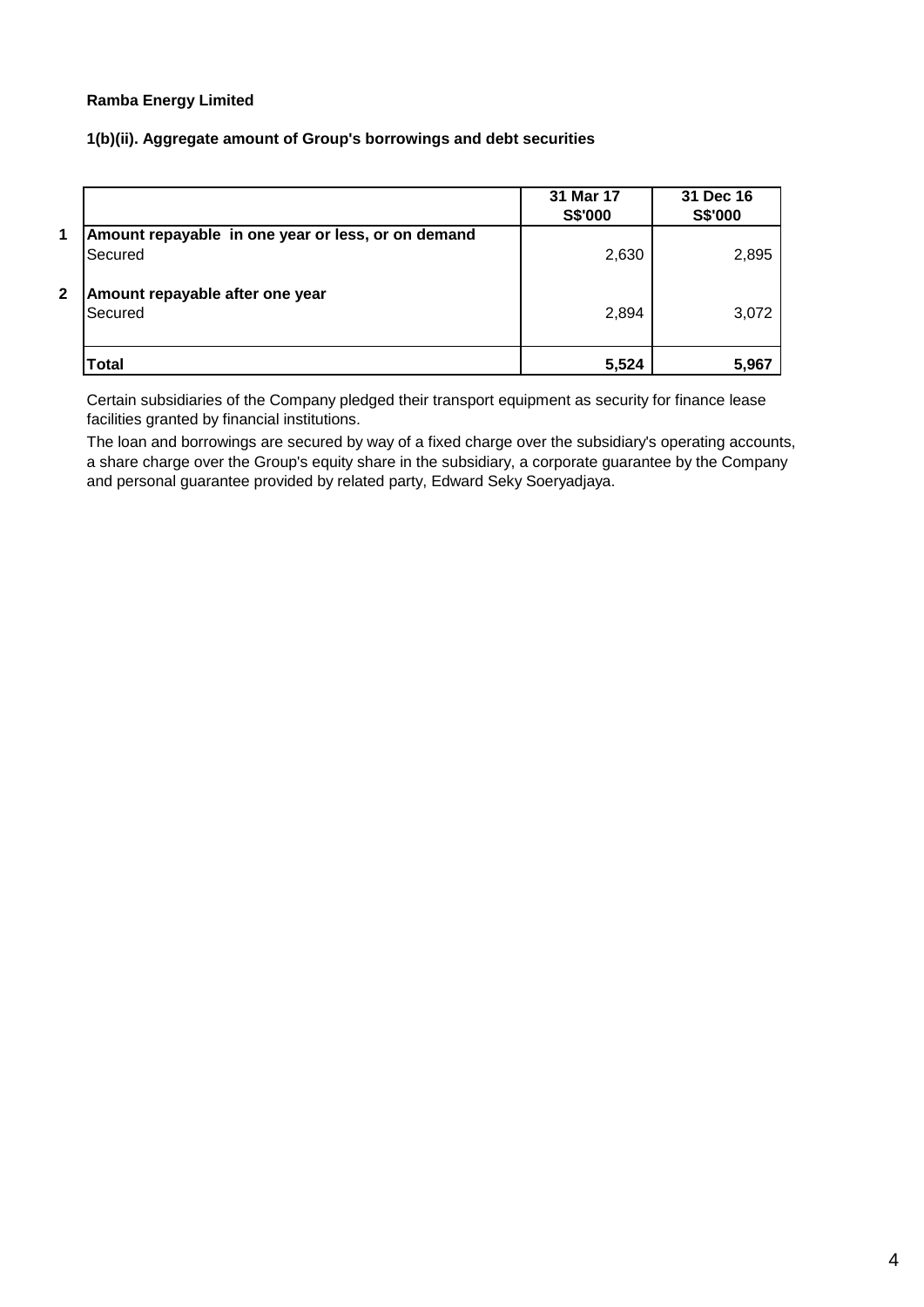**Ramba Energy Limited**

**1(b)(ii). Aggregate amount of Group's borrowings and debt securities**

| | | 31 Mar 17<br>S$'000 | 31 Dec 16<br>S$'000 |
|---|---|---|---|
| 1 | **Amount repayable in one year or less, or on demand** | | |
| | Secured | 2,630 | 2,895 |
| 2 | **Amount repayable after one year** | | |
| | Secured | 2,894 | 3,072 |
| | **Total** | **5,524** | **5,967** |

Certain subsidiaries of the Company pledged their transport equipment as security for finance lease facilities granted by financial institutions.

The loan and borrowings are secured by way of a fixed charge over the subsidiary's operating accounts, a share charge over the Group's equity share in the subsidiary, a corporate guarantee by the Company and personal guarantee provided by related party, Edward Seky Soeryadjaya.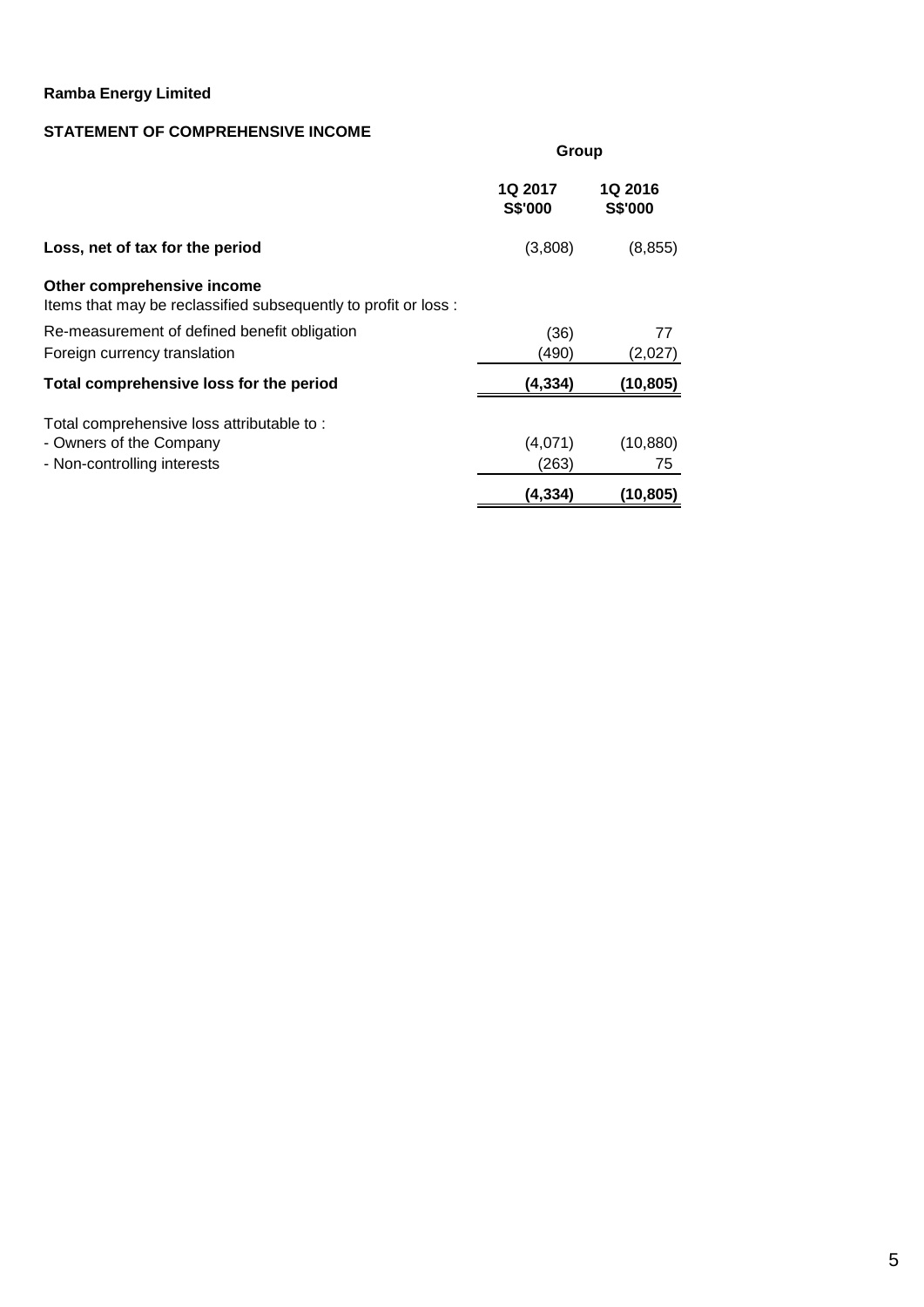**Ramba Energy Limited**

**STATEMENT OF COMPREHENSIVE INCOME**

| | Group | |
|---|---|---|
| | **1Q 2017 S$'000** | **1Q 2016 S$'000** |
| **Loss, net of tax for the period** | (3,808) | (8,855) |
| **Other comprehensive income** | | |
| Items that may be reclassified subsequently to profit or loss : | | |
| Re-measurement of defined benefit obligation | (36) | 77 |
| Foreign currency translation | (490) | (2,027) |
| **Total comprehensive loss for the period** | **(4,334)** | **(10,805)** |
| Total comprehensive loss attributable to : | | |
| - Owners of the Company | (4,071) | (10,880) |
| - Non-controlling interests | (263) | 75 |
| | **(4,334)** | **(10,805)** |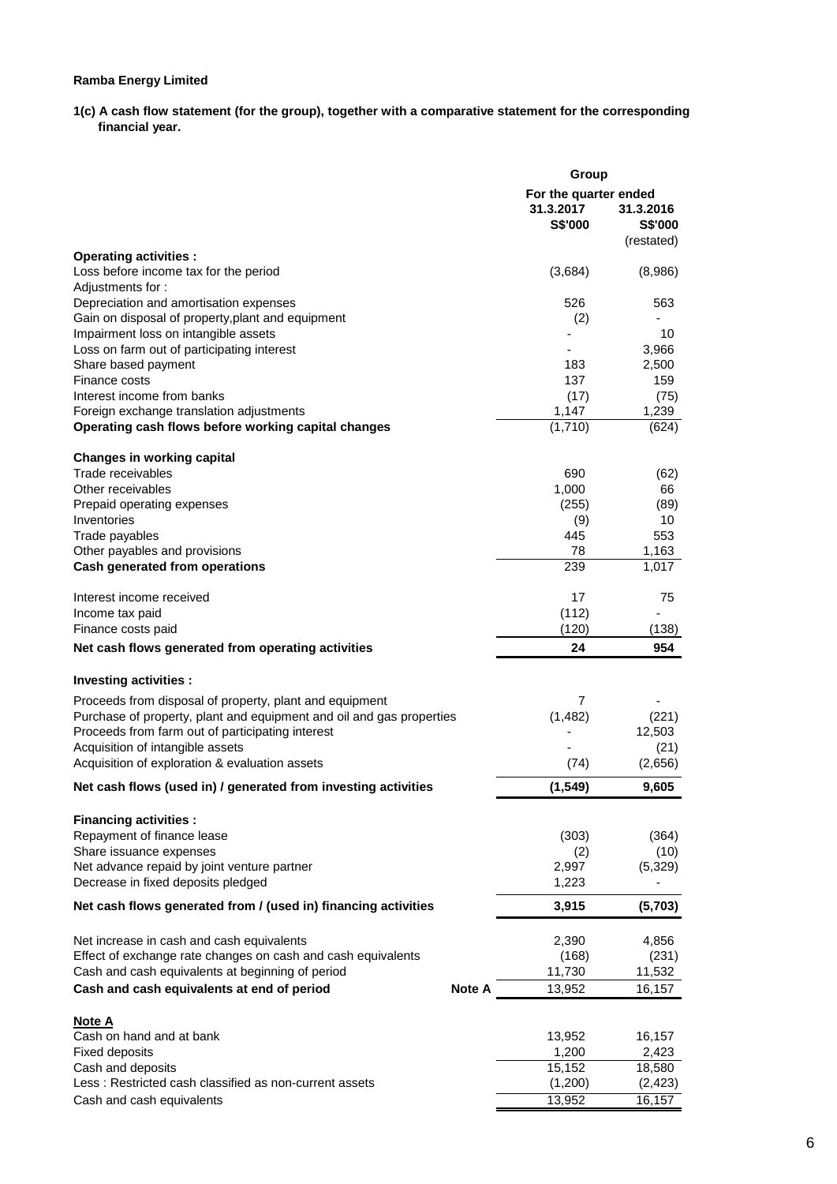**Ramba Energy Limited**

**1(c) A cash flow statement (for the group), together with a comparative statement for the corresponding financial year.**

| | | Group | |
|---|---|---|---|
| | | For the quarter ended | |
| | | 31.3.2017 | 31.3.2016 |
| | | S$'000 | S$'000 |
| | | | (restated) |
| **Operating activities :** | | | |
| Loss before income tax for the period | | (3,684) | (8,986) |
| Adjustments for : | | | |
| Depreciation and amortisation expenses | | 526 | 563 |
| Gain on disposal of property,plant and equipment | | (2) | - |
| Impairment loss on intangible assets | | - | 10 |
| Loss on farm out of participating interest | | - | 3,966 |
| Share based payment | | 183 | 2,500 |
| Finance costs | | 137 | 159 |
| Interest income from banks | | (17) | (75) |
| Foreign exchange translation adjustments | | 1,147 | 1,239 |
| **Operating cash flows before working capital changes** | | (1,710) | (624) |
| **Changes in working capital** | | | |
| Trade receivables | | 690 | (62) |
| Other receivables | | 1,000 | 66 |
| Prepaid operating expenses | | (255) | (89) |
| Inventories | | (9) | 10 |
| Trade payables | | 445 | 553 |
| Other payables and provisions | | 78 | 1,163 |
| **Cash generated from operations** | | 239 | 1,017 |
| Interest income received | | 17 | 75 |
| Income tax paid | | (112) | - |
| Finance costs paid | | (120) | (138) |
| **Net cash flows generated from operating activities** | | **24** | **954** |
| **Investing activities :** | | | |
| Proceeds from disposal of property, plant and equipment | | 7 | - |
| Purchase of property, plant and equipment and oil and gas properties | | (1,482) | (221) |
| Proceeds from farm out of participating interest | | - | 12,503 |
| Acquisition of intangible assets | | - | (21) |
| Acquisition of exploration & evaluation assets | | (74) | (2,656) |
| **Net cash flows (used in) / generated from investing activities** | | **(1,549)** | **9,605** |
| **Financing activities :** | | | |
| Repayment of finance lease | | (303) | (364) |
| Share issuance expenses | | (2) | (10) |
| Net advance repaid by joint venture partner | | 2,997 | (5,329) |
| Decrease in fixed deposits pledged | | 1,223 | - |
| **Net cash flows generated from / (used in) financing activities** | | **3,915** | **(5,703)** |
| Net increase in cash and cash equivalents | | 2,390 | 4,856 |
| Effect of exchange rate changes on cash and cash equivalents | | (168) | (231) |
| Cash and cash equivalents at beginning of period | | 11,730 | 11,532 |
| **Cash and cash equivalents at end of period** | **Note A** | 13,952 | 16,157 |
| **Note A** | | | |
| Cash on hand and at bank | | 13,952 | 16,157 |
| Fixed deposits | | 1,200 | 2,423 |
| Cash and deposits | | 15,152 | 18,580 |
| Less : Restricted cash classified as non-current assets | | (1,200) | (2,423) |
| Cash and cash equivalents | | 13,952 | 16,157 |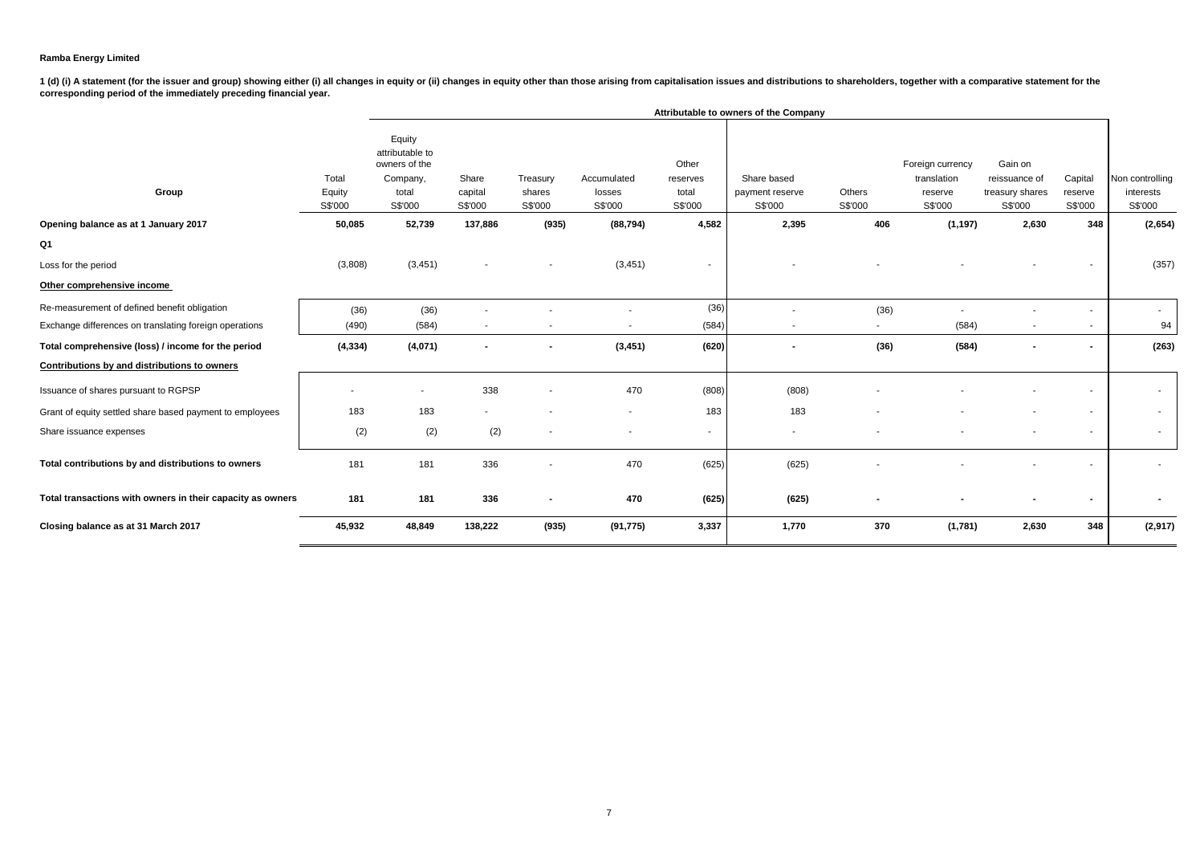**Ramba Energy Limited**

**1 (d) (i) A statement (for the issuer and group) showing either (i) all changes in equity or (ii) changes in equity other than those arising from capitalisation issues and distributions to shareholders, together with a comparative statement for the corresponding period of the immediately preceding financial year.**

| Group | Total Equity S$'000 | Equity attributable to owners of the Company, total S$'000 | Share capital S$'000 | Treasury shares S$'000 | Accumulated losses S$'000 | Other reserves total S$'000 | Share based payment reserve S$'000 | Others S$'000 | Foreign currency translation reserve S$'000 | Gain on reissuance of treasury shares S$'000 | Capital reserve S$'000 | Non controlling interests S$'000 |
|---|---|---|---|---|---|---|---|---|---|---|---|---|
| | | Attributable to owners of the Company | | | | | | | | | | |
| **Opening balance as at 1 January 2017** | **50,085** | **52,739** | **137,886** | **(935)** | **(88,794)** | **4,582** | **2,395** | **406** | **(1,197)** | **2,630** | **348** | **(2,654)** |
| **Q1** | | | | | | | | | | | | |
| Loss for the period | (3,808) | (3,451) | - | - | (3,451) | - | - | - | - | - | - | (357) |
| **Other comprehensive income** | | | | | | | | | | | | |
| Re-measurement of defined benefit obligation | (36) | (36) | - | - | - | (36) | - | (36) | - | - | - | - |
| Exchange differences on translating foreign operations | (490) | (584) | - | - | - | (584) | - | - | (584) | - | - | 94 |
| **Total comprehensive (loss) / income for the period** | **(4,334)** | **(4,071)** | **-** | **-** | **(3,451)** | **(620)** | **-** | **(36)** | **(584)** | **-** | **-** | **(263)** |
| **Contributions by and distributions to owners** | | | | | | | | | | | | |
| Issuance of shares pursuant to RGPSP | - | - | 338 | - | 470 | (808) | (808) | - | - | - | - | - |
| Grant of equity settled share based payment to employees | 183 | 183 | - | - | - | 183 | 183 | - | - | - | - | - |
| Share issuance expenses | (2) | (2) | (2) | - | - | - | - | - | - | - | - | - |
| **Total contributions by and distributions to owners** | 181 | 181 | 336 | - | 470 | (625) | (625) | - | - | - | - | - |
| **Total transactions with owners in their capacity as owners** | **181** | **181** | **336** | **-** | **470** | **(625)** | **(625)** | **-** | **-** | **-** | **-** | **-** |
| **Closing balance as at 31 March 2017** | **45,932** | **48,849** | **138,222** | **(935)** | **(91,775)** | **3,337** | **1,770** | **370** | **(1,781)** | **2,630** | **348** | **(2,917)** |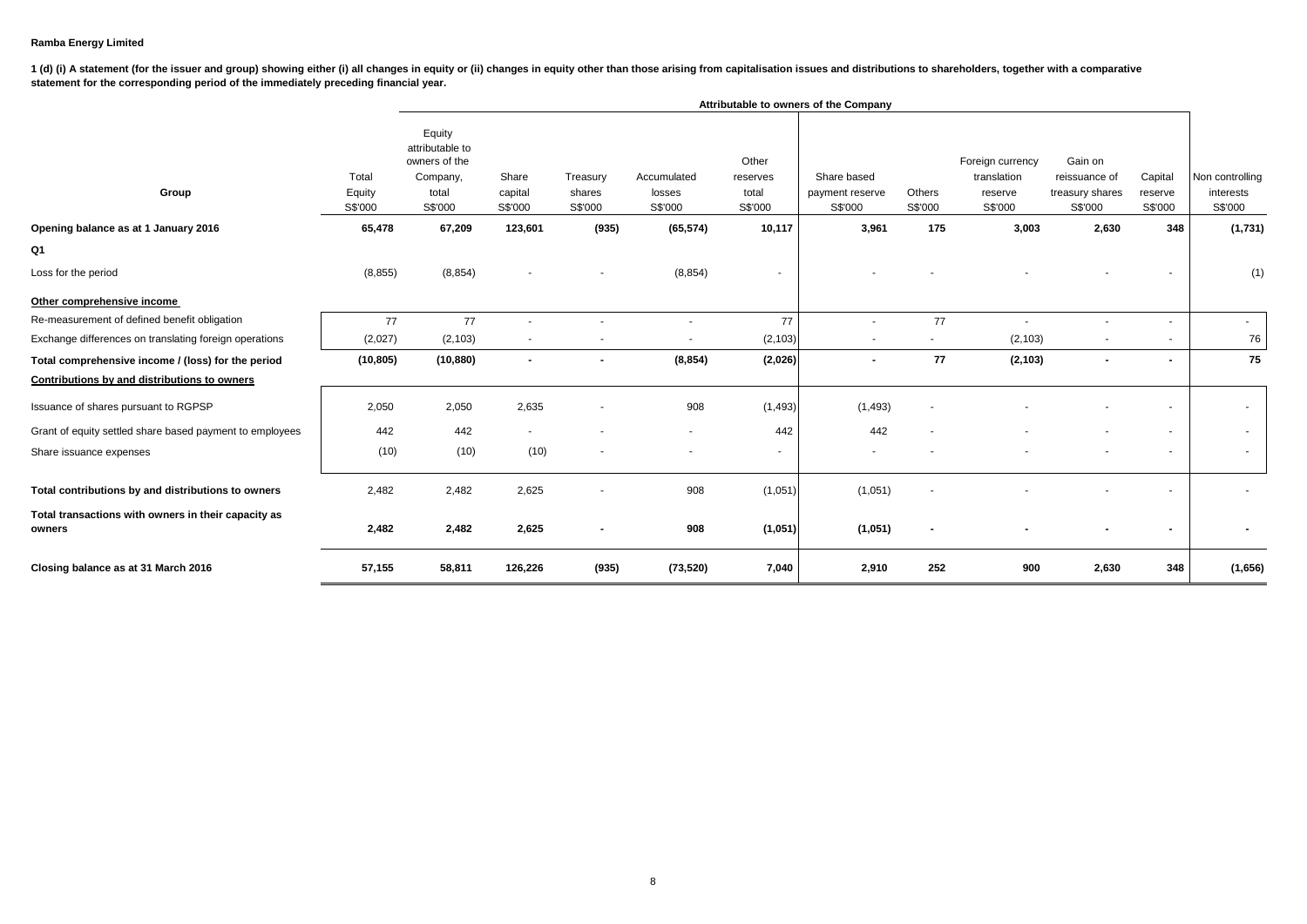**Ramba Energy Limited**

**1 (d) (i) A statement (for the issuer and group) showing either (i) all changes in equity or (ii) changes in equity other than those arising from capitalisation issues and distributions to shareholders, together with a comparative statement for the corresponding period of the immediately preceding financial year.**

| Group | Total Equity S$'000 | Attributable to owners of the Company | | | | | | | | | | Non controlling interests S$'000 |
|---|---|---|---|---|---|---|---|---|---|---|---|---|
| | | Equity attributable to owners of the Company, total S$'000 | Share capital S$'000 | Treasury shares S$'000 | Accumulated losses S$'000 | Other reserves total S$'000 | Share based payment reserve S$'000 | Others S$'000 | Foreign currency translation reserve S$'000 | Gain on reissuance of treasury shares S$'000 | Capital reserve S$'000 | |
| **Opening balance as at 1 January 2016** | **65,478** | **67,209** | **123,601** | **(935)** | **(65,574)** | **10,117** | **3,961** | **175** | **3,003** | **2,630** | **348** | **(1,731)** |
| **Q1** | | | | | | | | | | | | |
| Loss for the period | (8,855) | (8,854) | - | - | (8,854) | - | - | - | - | - | - | (1) |
| **Other comprehensive income** | | | | | | | | | | | | |
| Re-measurement of defined benefit obligation | 77 | 77 | - | - | - | 77 | - | 77 | - | - | - | - |
| Exchange differences on translating foreign operations | (2,027) | (2,103) | - | - | - | (2,103) | - | - | (2,103) | - | - | 76 |
| **Total comprehensive income / (loss) for the period** | **(10,805)** | **(10,880)** | **-** | **-** | **(8,854)** | **(2,026)** | **-** | **77** | **(2,103)** | **-** | **-** | **75** |
| **Contributions by and distributions to owners** | | | | | | | | | | | | |
| Issuance of shares pursuant to RGPSP | 2,050 | 2,050 | 2,635 | - | 908 | (1,493) | (1,493) | - | - | - | - | - |
| Grant of equity settled share based payment to employees | 442 | 442 | - | - | - | 442 | 442 | - | - | - | - | - |
| Share issuance expenses | (10) | (10) | (10) | - | - | - | - | - | - | - | - | - |
| **Total contributions by and distributions to owners** | 2,482 | 2,482 | 2,625 | - | 908 | (1,051) | (1,051) | - | - | - | - | - |
| **Total transactions with owners in their capacity as owners** | **2,482** | **2,482** | **2,625** | **-** | **908** | **(1,051)** | **(1,051)** | **-** | **-** | **-** | **-** | **-** |
| **Closing balance as at 31 March 2016** | **57,155** | **58,811** | **126,226** | **(935)** | **(73,520)** | **7,040** | **2,910** | **252** | **900** | **2,630** | **348** | **(1,656)** |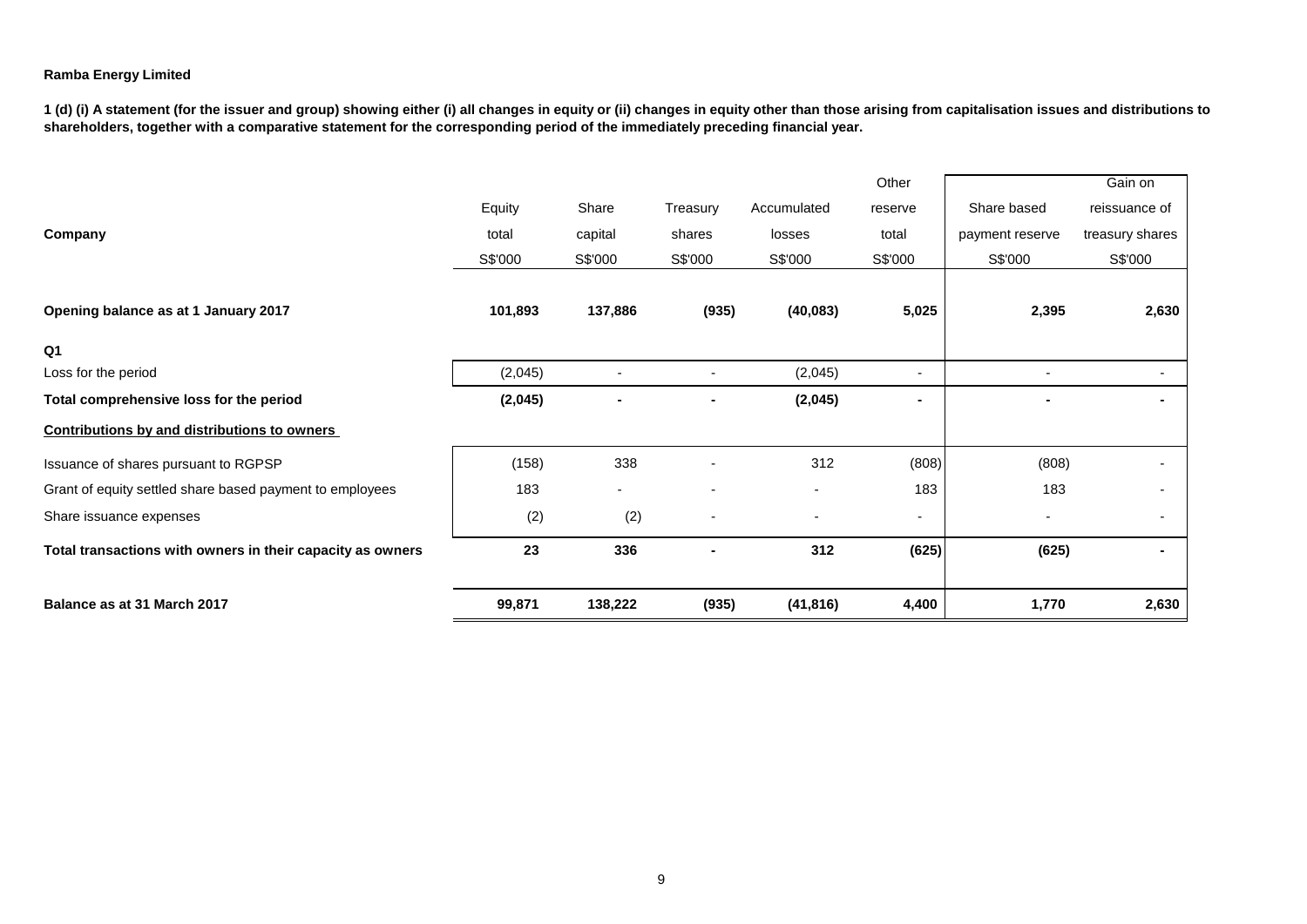**Ramba Energy Limited**

**1 (d) (i) A statement (for the issuer and group) showing either (i) all changes in equity or (ii) changes in equity other than those arising from capitalisation issues and distributions to shareholders, together with a comparative statement for the corresponding period of the immediately preceding financial year.**

| Company | Equity total | Share capital | Treasury shares | Accumulated losses | Other reserve total | Share based payment reserve | Gain on reissuance of treasury shares |
|---|---|---|---|---|---|---|---|
| | S$'000 | S$'000 | S$'000 | S$'000 | S$'000 | S$'000 | S$'000 |
| **Opening balance as at 1 January 2017** | **101,893** | **137,886** | **(935)** | **(40,083)** | **5,025** | **2,395** | **2,630** |
| **Q1** | | | | | | | |
| Loss for the period | (2,045) | - | - | (2,045) | - | - | - |
| **Total comprehensive loss for the period** | **(2,045)** | **-** | **-** | **(2,045)** | **-** | **-** | **-** |
| **Contributions by and distributions to owners** | | | | | | | |
| Issuance of shares pursuant to RGPSP | (158) | 338 | - | 312 | (808) | (808) | - |
| Grant of equity settled share based payment to employees | 183 | - | - | - | 183 | 183 | - |
| Share issuance expenses | (2) | (2) | - | - | - | - | - |
| **Total transactions with owners in their capacity as owners** | **23** | **336** | **-** | **312** | **(625)** | **(625)** | **-** |
| **Balance as at 31 March 2017** | **99,871** | **138,222** | **(935)** | **(41,816)** | **4,400** | **1,770** | **2,630** |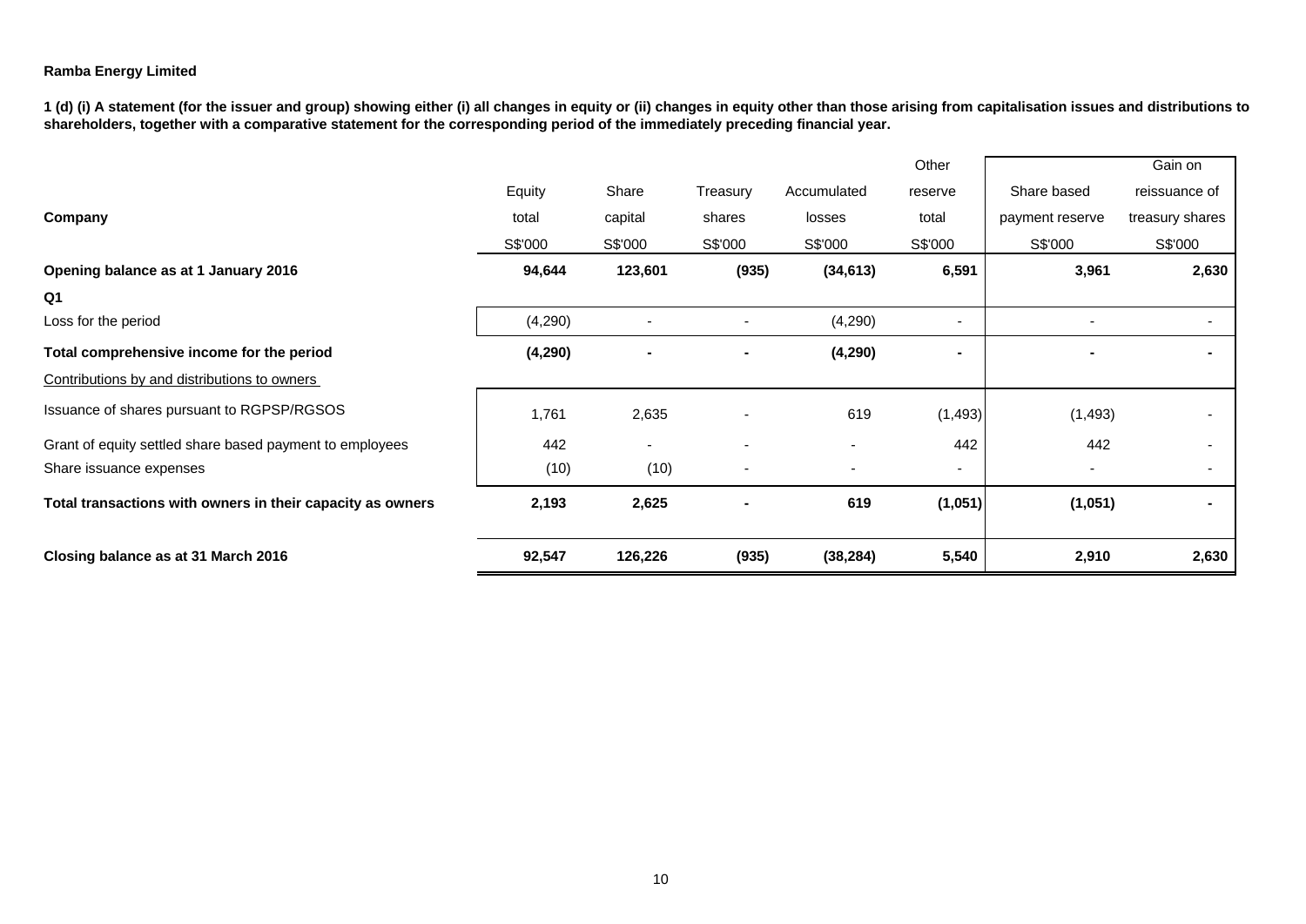**Ramba Energy Limited**

**1 (d) (i) A statement (for the issuer and group) showing either (i) all changes in equity or (ii) changes in equity other than those arising from capitalisation issues and distributions to shareholders, together with a comparative statement for the corresponding period of the immediately preceding financial year.**

| Company | Equity total | Share capital | Treasury shares | Accumulated losses | Other reserve total | Share based payment reserve | Gain on reissuance of treasury shares |
|---|---|---|---|---|---|---|---|
| | S$'000 | S$'000 | S$'000 | S$'000 | S$'000 | S$'000 | S$'000 |
| **Opening balance as at 1 January 2016** | **94,644** | **123,601** | **(935)** | **(34,613)** | **6,591** | **3,961** | **2,630** |
| **Q1** | | | | | | | |
| Loss for the period | (4,290) | - | - | (4,290) | - | - | - |
| **Total comprehensive income for the period** | **(4,290)** | **-** | **-** | **(4,290)** | **-** | **-** | **-** |
| Contributions by and distributions to owners | | | | | | | |
| Issuance of shares pursuant to RGPSP/RGSOS | 1,761 | 2,635 | - | 619 | (1,493) | (1,493) | - |
| Grant of equity settled share based payment to employees | 442 | - | - | - | 442 | 442 | - |
| Share issuance expenses | (10) | (10) | - | - | - | - | - |
| **Total transactions with owners in their capacity as owners** | **2,193** | **2,625** | **-** | **619** | **(1,051)** | **(1,051)** | **-** |
| **Closing balance as at 31 March 2016** | **92,547** | **126,226** | **(935)** | **(38,284)** | **5,540** | **2,910** | **2,630** |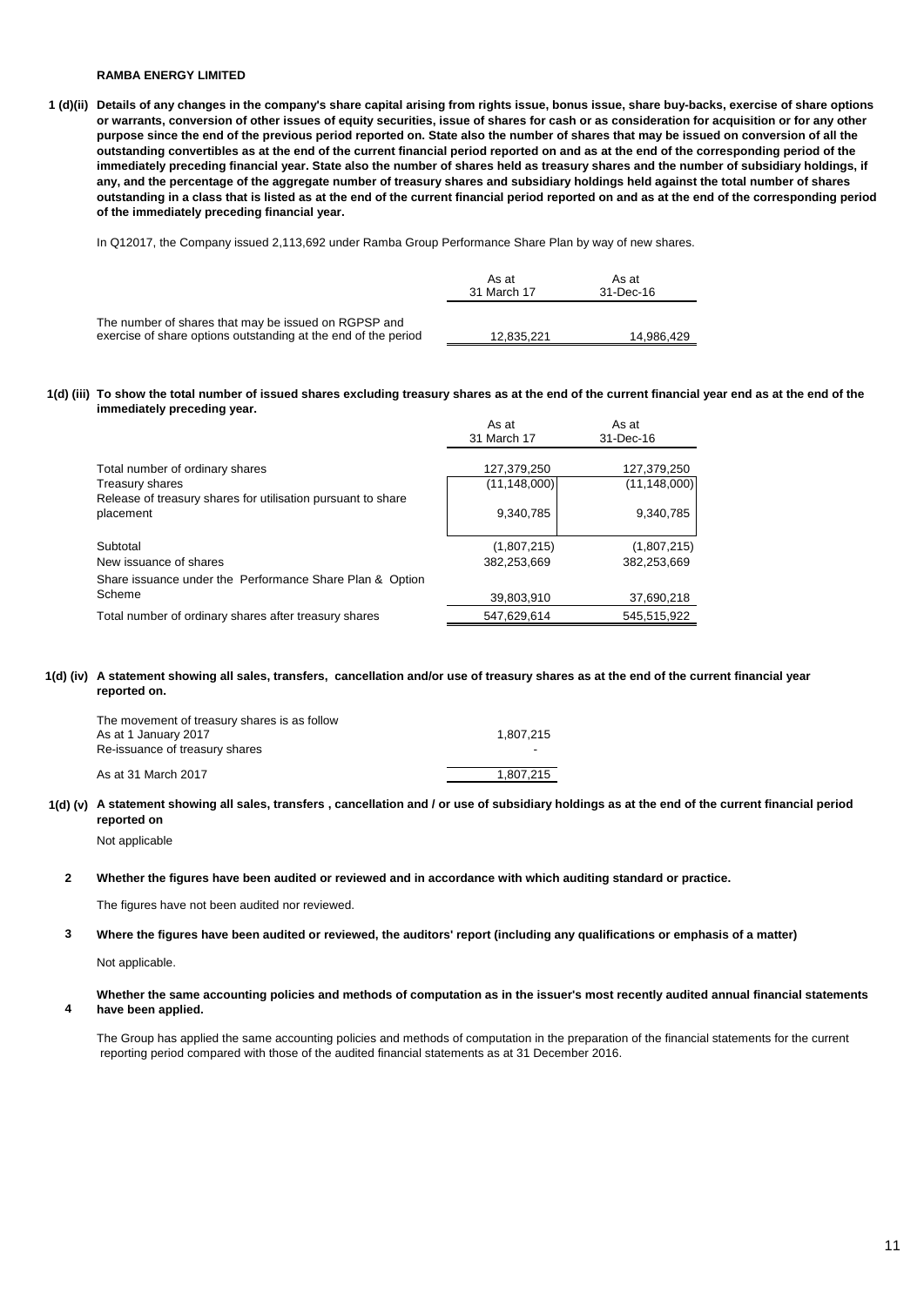**RAMBA ENERGY LIMITED**

**1 (d)(ii) Details of any changes in the company's share capital arising from rights issue, bonus issue, share buy-backs, exercise of share options or warrants, conversion of other issues of equity securities, issue of shares for cash or as consideration for acquisition or for any other purpose since the end of the previous period reported on. State also the number of shares that may be issued on conversion of all the outstanding convertibles as at the end of the current financial period reported on and as at the end of the corresponding period of the immediately preceding financial year. State also the number of shares held as treasury shares and the number of subsidiary holdings, if any, and the percentage of the aggregate number of treasury shares and subsidiary holdings held against the total number of shares outstanding in a class that is listed as at the end of the current financial period reported on and as at the end of the corresponding period of the immediately preceding financial year.**

In Q12017, the Company issued 2,113,692 under Ramba Group Performance Share Plan by way of new shares.

| | As at 31 March 17 | As at 31-Dec-16 |
|---|---|---|
| The number of shares that may be issued on RGPSP and exercise of share options outstanding at the end of the period | 12,835,221 | 14,986,429 |

**1(d) (iii) To show the total number of issued shares excluding treasury shares as at the end of the current financial year end as at the end of the immediately preceding year.**

| | As at 31 March 17 | As at 31-Dec-16 |
|---|---|---|
| Total number of ordinary shares | 127,379,250 | 127,379,250 |
| Treasury shares | (11,148,000) | (11,148,000) |
| Release of treasury shares for utilisation pursuant to share placement | 9,340,785 | 9,340,785 |
| Subtotal | (1,807,215) | (1,807,215) |
| New issuance of shares | 382,253,669 | 382,253,669 |
| Share issuance under the Performance Share Plan & Option Scheme | 39,803,910 | 37,690,218 |
| Total number of ordinary shares after treasury shares | 547,629,614 | 545,515,922 |

**1(d) (iv) A statement showing all sales, transfers, cancellation and/or use of treasury shares as at the end of the current financial year reported on.**

| The movement of treasury shares is as follow | |
|---|---|
| As at 1 January 2017 | 1,807,215 |
| Re-issuance of treasury shares | - |
| As at 31 March 2017 | 1,807,215 |

**1(d) (v) A statement showing all sales, transfers , cancellation and / or use of subsidiary holdings as at the end of the current financial period reported on**

Not applicable

**2 Whether the figures have been audited or reviewed and in accordance with which auditing standard or practice.**

The figures have not been audited nor reviewed.

**3 Where the figures have been audited or reviewed, the auditors' report (including any qualifications or emphasis of a matter)**

Not applicable.

**4 Whether the same accounting policies and methods of computation as in the issuer's most recently audited annual financial statements have been applied.**

The Group has applied the same accounting policies and methods of computation in the preparation of the financial statements for the current reporting period compared with those of the audited financial statements as at 31 December 2016.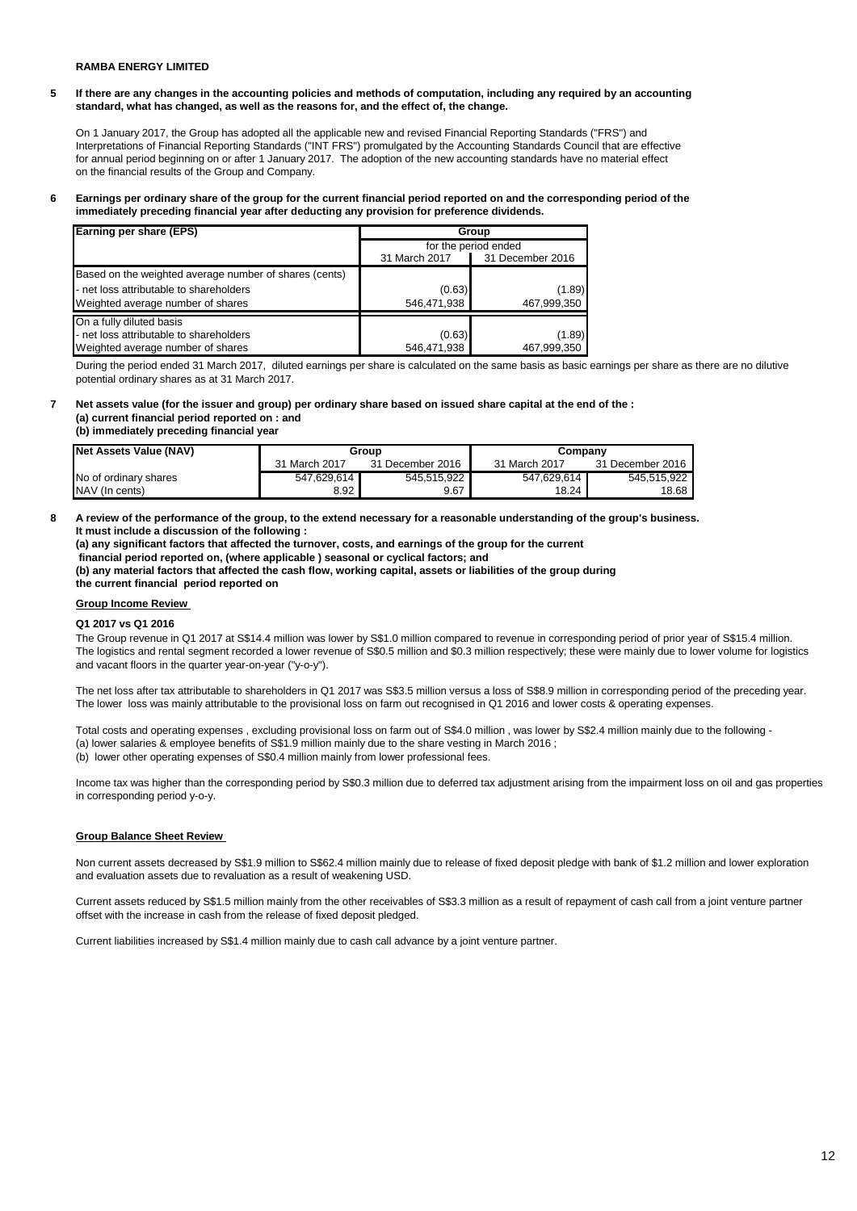**RAMBA ENERGY LIMITED**

**5 If there are any changes in the accounting policies and methods of computation, including any required by an accounting standard, what has changed, as well as the reasons for, and the effect of, the change.**

On 1 January 2017, the Group has adopted all the applicable new and revised Financial Reporting Standards ("FRS") and Interpretations of Financial Reporting Standards ("INT FRS") promulgated by the Accounting Standards Council that are effective for annual period beginning on or after 1 January 2017. The adoption of the new accounting standards have no material effect on the financial results of the Group and Company.

**6 Earnings per ordinary share of the group for the current financial period reported on and the corresponding period of the immediately preceding financial year after deducting any provision for preference dividends.**

| Earning per share (EPS) | Group | |
|---|---|---|
| | for the period ended | |
| | 31 March 2017 | 31 December 2016 |
| Based on the weighted average number of shares (cents) | | |
| - net loss attributable to shareholders | (0.63) | (1.89) |
| Weighted average number of shares | 546,471,938 | 467,999,350 |
| On a fully diluted basis | | |
| - net loss attributable to shareholders | (0.63) | (1.89) |
| Weighted average number of shares | 546,471,938 | 467,999,350 |

During the period ended 31 March 2017, diluted earnings per share is calculated on the same basis as basic earnings per share as there are no dilutive potential ordinary shares as at 31 March 2017.

**7 Net assets value (for the issuer and group) per ordinary share based on issued share capital at the end of the :**
**(a) current financial period reported on : and**
**(b) immediately preceding financial year**

| Net Assets Value (NAV) | Group | | Company | |
|---|---|---|---|---|
| | 31 March 2017 | 31 December 2016 | 31 March 2017 | 31 December 2016 |
| No of ordinary shares | 547,629,614 | 545,515,922 | 547,629,614 | 545,515,922 |
| NAV (In cents) | 8.92 | 9.67 | 18.24 | 18.68 |

**8 A review of the performance of the group, to the extend necessary for a reasonable understanding of the group's business. It must include a discussion of the following :**
**(a) any significant factors that affected the turnover, costs, and earnings of the group for the current financial period reported on, (where applicable ) seasonal or cyclical factors; and**
**(b) any material factors that affected the cash flow, working capital, assets or liabilities of the group during the current financial period reported on**

**Group Income Review**

**Q1 2017 vs Q1 2016**

The Group revenue in Q1 2017 at S$14.4 million was lower by S$1.0 million compared to revenue in corresponding period of prior year of S$15.4 million. The logistics and rental segment recorded a lower revenue of S$0.5 million and $0.3 million respectively; these were mainly due to lower volume for logistics and vacant floors in the quarter year-on-year ("y-o-y").

The net loss after tax attributable to shareholders in Q1 2017 was S$3.5 million versus a loss of S$8.9 million in corresponding period of the preceding year. The lower loss was mainly attributable to the provisional loss on farm out recognised in Q1 2016 and lower costs & operating expenses.

Total costs and operating expenses , excluding provisional loss on farm out of S$4.0 million , was lower by S$2.4 million mainly due to the following -
(a) lower salaries & employee benefits of S$1.9 million mainly due to the share vesting in March 2016 ;
(b) lower other operating expenses of S$0.4 million mainly from lower professional fees.

Income tax was higher than the corresponding period by S$0.3 million due to deferred tax adjustment arising from the impairment loss on oil and gas properties in corresponding period y-o-y.

**Group Balance Sheet Review**

Non current assets decreased by S$1.9 million to S$62.4 million mainly due to release of fixed deposit pledge with bank of $1.2 million and lower exploration and evaluation assets due to revaluation as a result of weakening USD.

Current assets reduced by S$1.5 million mainly from the other receivables of S$3.3 million as a result of repayment of cash call from a joint venture partner offset with the increase in cash from the release of fixed deposit pledged.

Current liabilities increased by S$1.4 million mainly due to cash call advance by a joint venture partner.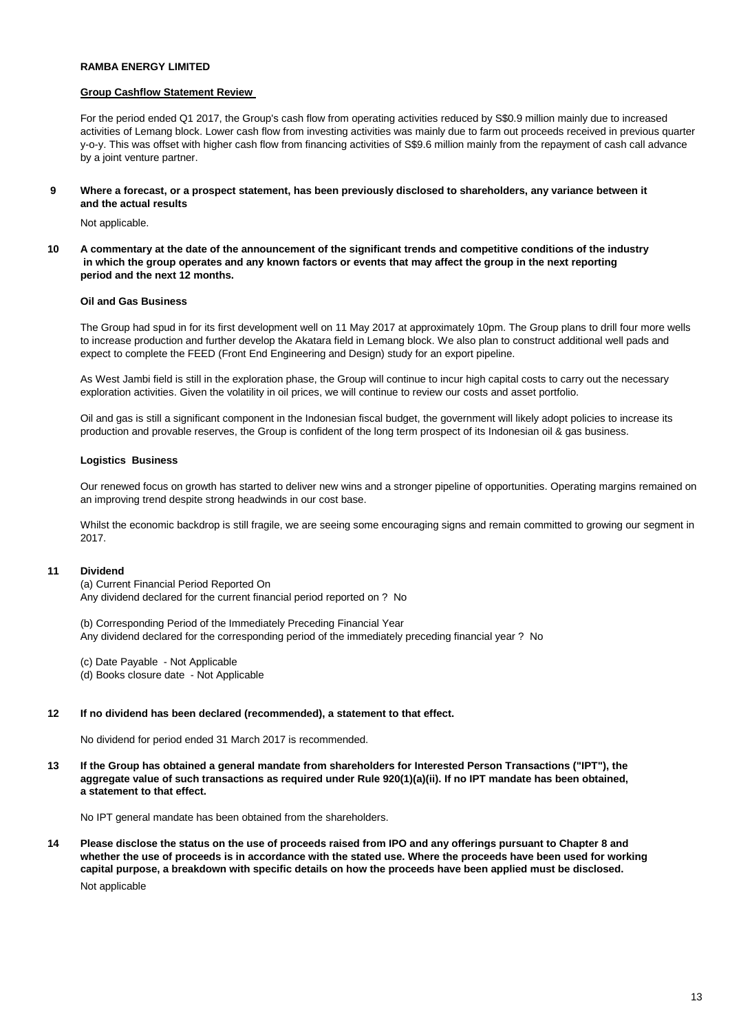**RAMBA ENERGY LIMITED**

**Group Cashflow Statement Review**

For the period ended Q1 2017, the Group's cash flow from operating activities reduced by S$0.9 million mainly due to increased activities of Lemang block. Lower cash flow from investing activities was mainly due to farm out proceeds received in previous quarter y-o-y. This was offset with higher cash flow from financing activities of S$9.6 million mainly from the repayment of cash call advance by a joint venture partner.

**9 Where a forecast, or a prospect statement, has been previously disclosed to shareholders, any variance between it and the actual results**

Not applicable.

**10 A commentary at the date of the announcement of the significant trends and competitive conditions of the industry in which the group operates and any known factors or events that may affect the group in the next reporting period and the next 12 months.**

**Oil and Gas Business**

The Group had spud in for its first development well on 11 May 2017 at approximately 10pm. The Group plans to drill four more wells to increase production and further develop the Akatara field in Lemang block. We also plan to construct additional well pads and expect to complete the FEED (Front End Engineering and Design) study for an export pipeline.

As West Jambi field is still in the exploration phase, the Group will continue to incur high capital costs to carry out the necessary exploration activities. Given the volatility in oil prices, we will continue to review our costs and asset portfolio.

Oil and gas is still a significant component in the Indonesian fiscal budget, the government will likely adopt policies to increase its production and provable reserves, the Group is confident of the long term prospect of its Indonesian oil & gas business.

**Logistics Business**

Our renewed focus on growth has started to deliver new wins and a stronger pipeline of opportunities. Operating margins remained on an improving trend despite strong headwinds in our cost base.

Whilst the economic backdrop is still fragile, we are seeing some encouraging signs and remain committed to growing our segment in 2017.

**11 Dividend**

(a) Current Financial Period Reported On
Any dividend declared for the current financial period reported on ? No

(b) Corresponding Period of the Immediately Preceding Financial Year
Any dividend declared for the corresponding period of the immediately preceding financial year ? No

(c) Date Payable - Not Applicable
(d) Books closure date - Not Applicable

**12 If no dividend has been declared (recommended), a statement to that effect.**

No dividend for period ended 31 March 2017 is recommended.

**13 If the Group has obtained a general mandate from shareholders for Interested Person Transactions ("IPT"), the aggregate value of such transactions as required under Rule 920(1)(a)(ii). If no IPT mandate has been obtained, a statement to that effect.**

No IPT general mandate has been obtained from the shareholders.

**14 Please disclose the status on the use of proceeds raised from IPO and any offerings pursuant to Chapter 8 and whether the use of proceeds is in accordance with the stated use. Where the proceeds have been used for working capital purpose, a breakdown with specific details on how the proceeds have been applied must be disclosed.**

Not applicable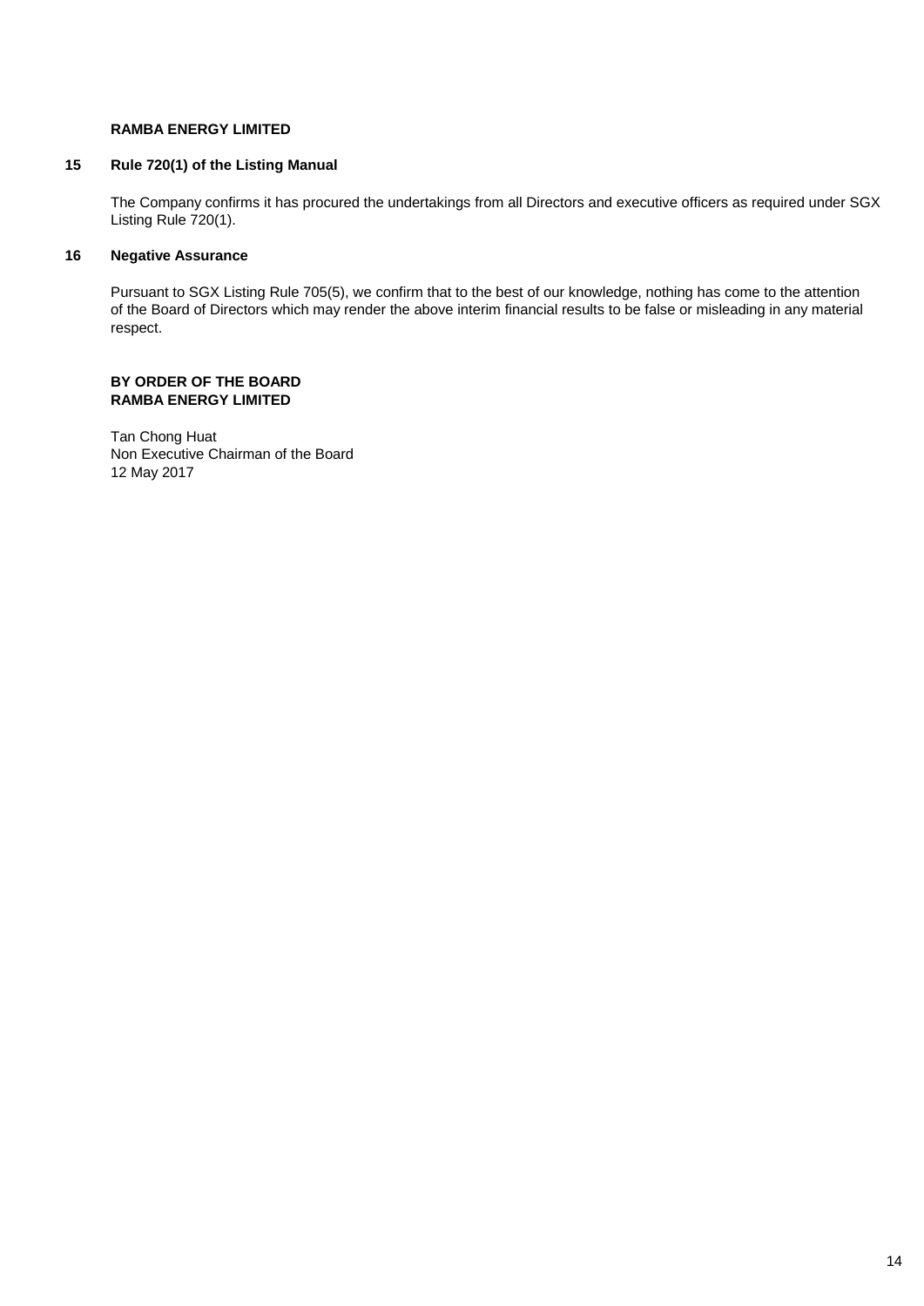**RAMBA ENERGY LIMITED**

## 15 Rule 720(1) of the Listing Manual

The Company confirms it has procured the undertakings from all Directors and executive officers as required under SGX Listing Rule 720(1).

## 16 Negative Assurance

Pursuant to SGX Listing Rule 705(5), we confirm that to the best of our knowledge, nothing has come to the attention of the Board of Directors which may render the above interim financial results to be false or misleading in any material respect.

**BY ORDER OF THE BOARD**
**RAMBA ENERGY LIMITED**

Tan Chong Huat
Non Executive Chairman of the Board
12 May 2017